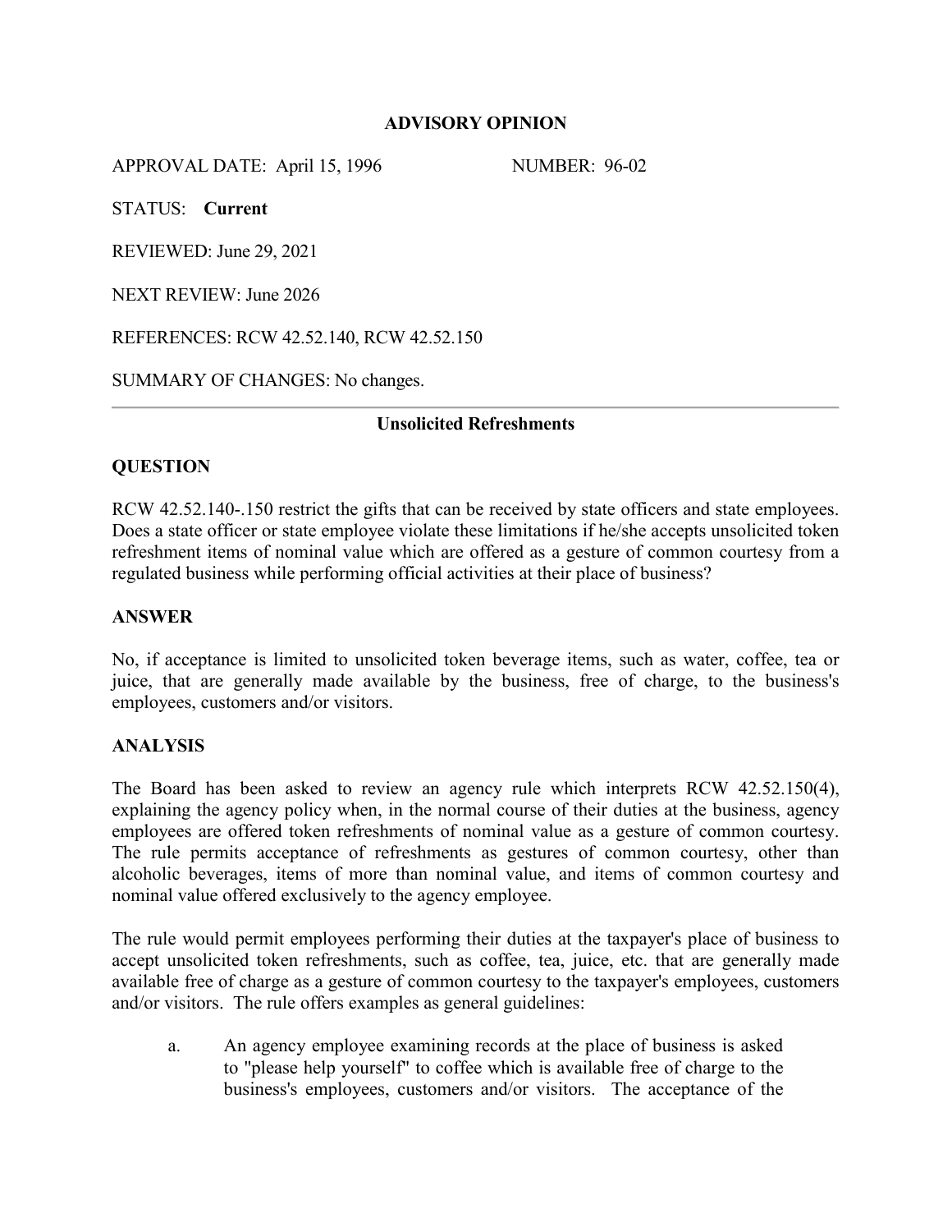# ADVISORY OPINION

APPROVAL DATE: April 15, 1996 NUMBER: 96-02

STATUS: **Current**

REVIEWED: June 29, 2021

NEXT REVIEW: June 2026

REFERENCES: RCW 42.52.140, RCW 42.52.150

SUMMARY OF CHANGES: No changes.

---

## Unsolicited Refreshments

### QUESTION

RCW 42.52.140-.150 restrict the gifts that can be received by state officers and state employees. Does a state officer or state employee violate these limitations if he/she accepts unsolicited token refreshment items of nominal value which are offered as a gesture of common courtesy from a regulated business while performing official activities at their place of business?

### ANSWER

No, if acceptance is limited to unsolicited token beverage items, such as water, coffee, tea or juice, that are generally made available by the business, free of charge, to the business's employees, customers and/or visitors.

### ANALYSIS

The Board has been asked to review an agency rule which interprets RCW 42.52.150(4), explaining the agency policy when, in the normal course of their duties at the business, agency employees are offered token refreshments of nominal value as a gesture of common courtesy. The rule permits acceptance of refreshments as gestures of common courtesy, other than alcoholic beverages, items of more than nominal value, and items of common courtesy and nominal value offered exclusively to the agency employee.

The rule would permit employees performing their duties at the taxpayer's place of business to accept unsolicited token refreshments, such as coffee, tea, juice, etc. that are generally made available free of charge as a gesture of common courtesy to the taxpayer's employees, customers and/or visitors. The rule offers examples as general guidelines:

a. An agency employee examining records at the place of business is asked to "please help yourself" to coffee which is available free of charge to the business's employees, customers and/or visitors. The acceptance of the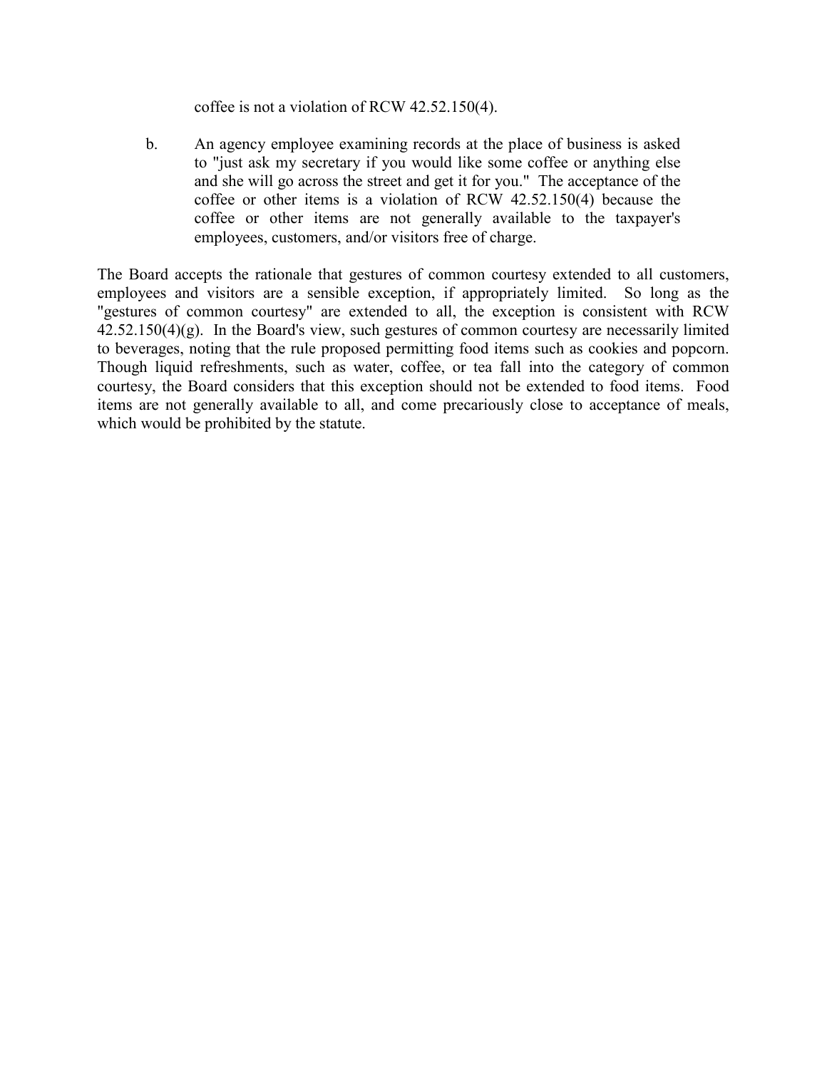coffee is not a violation of RCW 42.52.150(4).

b. An agency employee examining records at the place of business is asked to "just ask my secretary if you would like some coffee or anything else and she will go across the street and get it for you." The acceptance of the coffee or other items is a violation of RCW 42.52.150(4) because the coffee or other items are not generally available to the taxpayer's employees, customers, and/or visitors free of charge.

The Board accepts the rationale that gestures of common courtesy extended to all customers, employees and visitors are a sensible exception, if appropriately limited. So long as the "gestures of common courtesy" are extended to all, the exception is consistent with RCW 42.52.150(4)(g). In the Board's view, such gestures of common courtesy are necessarily limited to beverages, noting that the rule proposed permitting food items such as cookies and popcorn. Though liquid refreshments, such as water, coffee, or tea fall into the category of common courtesy, the Board considers that this exception should not be extended to food items. Food items are not generally available to all, and come precariously close to acceptance of meals, which would be prohibited by the statute.